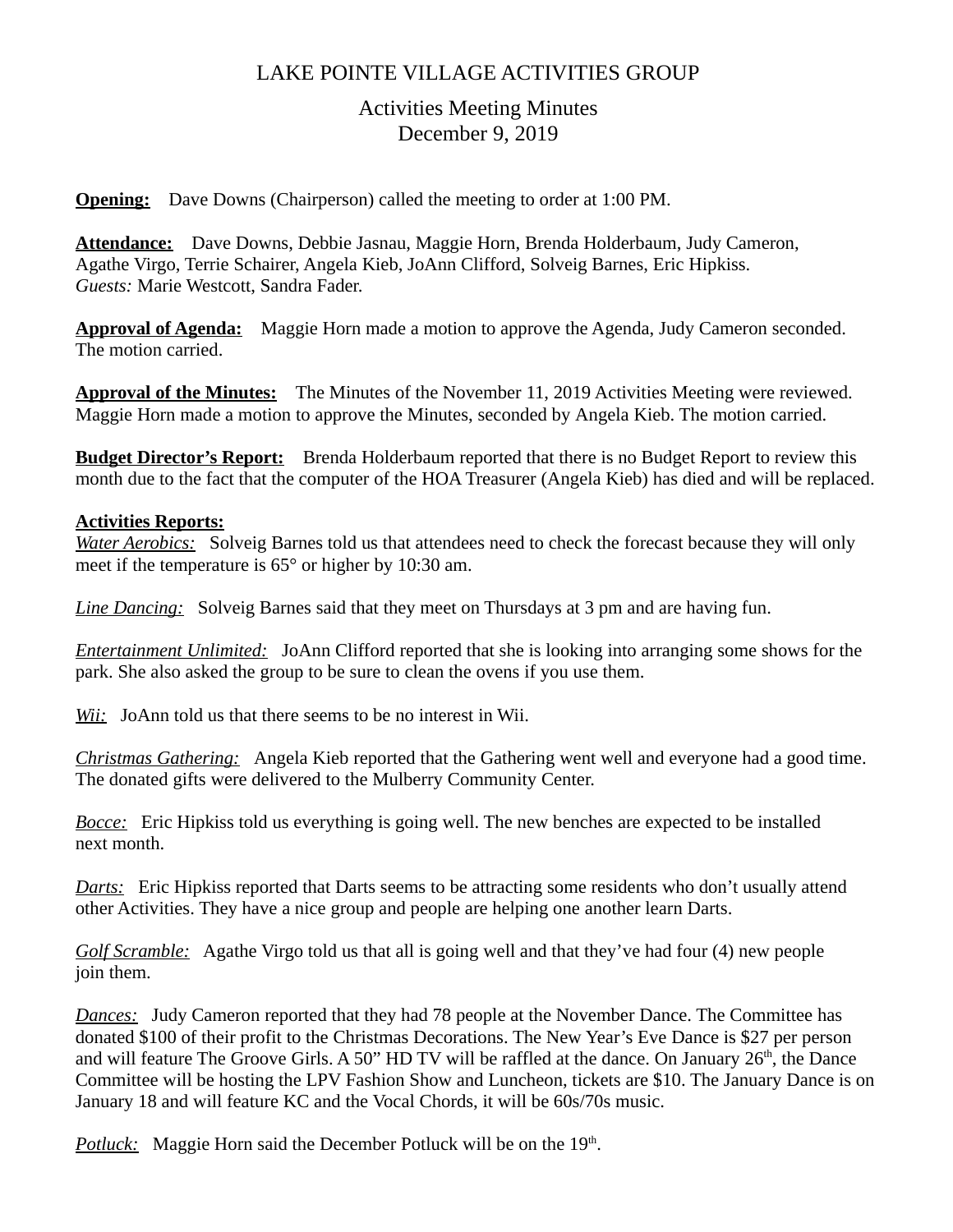# LAKE POINTE VILLAGE ACTIVITIES GROUP

## Activities Meeting Minutes
## December 9, 2019

**Opening:** Dave Downs (Chairperson) called the meeting to order at 1:00 PM.

**Attendance:** Dave Downs, Debbie Jasnau, Maggie Horn, Brenda Holderbaum, Judy Cameron, Agathe Virgo, Terrie Schairer, Angela Kieb, JoAnn Clifford, Solveig Barnes, Eric Hipkiss.
*Guests:* Marie Westcott, Sandra Fader.

**Approval of Agenda:** Maggie Horn made a motion to approve the Agenda, Judy Cameron seconded. The motion carried.

**Approval of the Minutes:** The Minutes of the November 11, 2019 Activities Meeting were reviewed. Maggie Horn made a motion to approve the Minutes, seconded by Angela Kieb. The motion carried.

**Budget Director's Report:** Brenda Holderbaum reported that there is no Budget Report to review this month due to the fact that the computer of the HOA Treasurer (Angela Kieb) has died and will be replaced.

**Activities Reports:**

*Water Aerobics:* Solveig Barnes told us that attendees need to check the forecast because they will only meet if the temperature is 65° or higher by 10:30 am.

*Line Dancing:* Solveig Barnes said that they meet on Thursdays at 3 pm and are having fun.

*Entertainment Unlimited:* JoAnn Clifford reported that she is looking into arranging some shows for the park. She also asked the group to be sure to clean the ovens if you use them.

*Wii:* JoAnn told us that there seems to be no interest in Wii.

*Christmas Gathering:* Angela Kieb reported that the Gathering went well and everyone had a good time. The donated gifts were delivered to the Mulberry Community Center.

*Bocce:* Eric Hipkiss told us everything is going well. The new benches are expected to be installed next month.

*Darts:* Eric Hipkiss reported that Darts seems to be attracting some residents who don't usually attend other Activities. They have a nice group and people are helping one another learn Darts.

*Golf Scramble:* Agathe Virgo told us that all is going well and that they've had four (4) new people join them.

*Dances:* Judy Cameron reported that they had 78 people at the November Dance. The Committee has donated $100 of their profit to the Christmas Decorations. The New Year's Eve Dance is $27 per person and will feature The Groove Girls. A 50" HD TV will be raffled at the dance. On January 26th, the Dance Committee will be hosting the LPV Fashion Show and Luncheon, tickets are $10. The January Dance is on January 18 and will feature KC and the Vocal Chords, it will be 60s/70s music.

*Potluck:* Maggie Horn said the December Potluck will be on the 19th.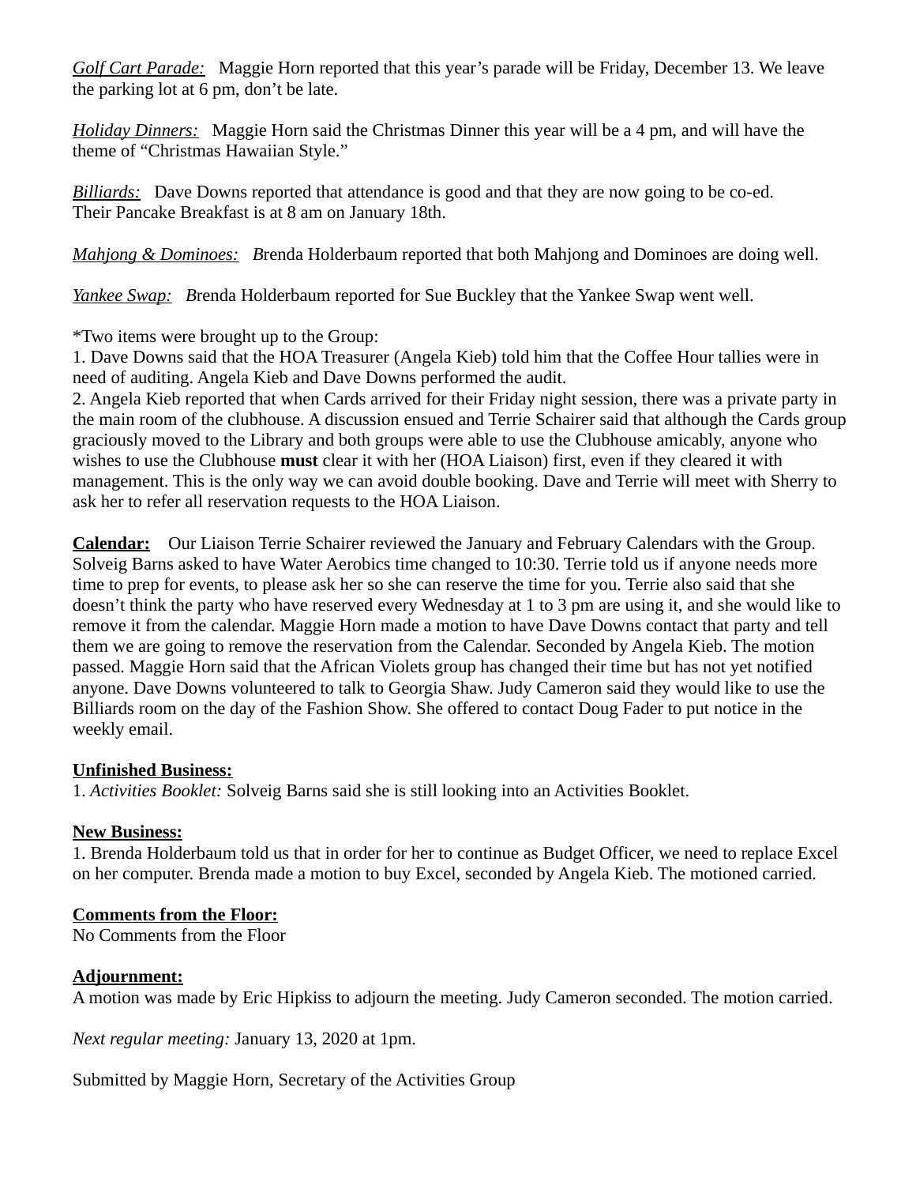*Golf Cart Parade:* Maggie Horn reported that this year's parade will be Friday, December 13. We leave the parking lot at 6 pm, don't be late.

*Holiday Dinners:* Maggie Horn said the Christmas Dinner this year will be a 4 pm, and will have the theme of "Christmas Hawaiian Style."

*Billiards:* Dave Downs reported that attendance is good and that they are now going to be co-ed. Their Pancake Breakfast is at 8 am on January 18th.

*Mahjong & Dominoes:* *B*renda Holderbaum reported that both Mahjong and Dominoes are doing well.

*Yankee Swap:* *B*renda Holderbaum reported for Sue Buckley that the Yankee Swap went well.

*Two items were brought up to the Group:

1. Dave Downs said that the HOA Treasurer (Angela Kieb) told him that the Coffee Hour tallies were in need of auditing. Angela Kieb and Dave Downs performed the audit.
2. Angela Kieb reported that when Cards arrived for their Friday night session, there was a private party in the main room of the clubhouse. A discussion ensued and Terrie Schairer said that although the Cards group graciously moved to the Library and both groups were able to use the Clubhouse amicably, anyone who wishes to use the Clubhouse **must** clear it with her (HOA Liaison) first, even if they cleared it with management. This is the only way we can avoid double booking. Dave and Terrie will meet with Sherry to ask her to refer all reservation requests to the HOA Liaison.

**Calendar:** Our Liaison Terrie Schairer reviewed the January and February Calendars with the Group. Solveig Barns asked to have Water Aerobics time changed to 10:30. Terrie told us if anyone needs more time to prep for events, to please ask her so she can reserve the time for you. Terrie also said that she doesn't think the party who have reserved every Wednesday at 1 to 3 pm are using it, and she would like to remove it from the calendar. Maggie Horn made a motion to have Dave Downs contact that party and tell them we are going to remove the reservation from the Calendar. Seconded by Angela Kieb. The motion passed. Maggie Horn said that the African Violets group has changed their time but has not yet notified anyone. Dave Downs volunteered to talk to Georgia Shaw. Judy Cameron said they would like to use the Billiards room on the day of the Fashion Show. She offered to contact Doug Fader to put notice in the weekly email.

**Unfinished Business:**

1. *Activities Booklet:* Solveig Barns said she is still looking into an Activities Booklet.

**New Business:**

1. Brenda Holderbaum told us that in order for her to continue as Budget Officer, we need to replace Excel on her computer. Brenda made a motion to buy Excel, seconded by Angela Kieb. The motioned carried.

**Comments from the Floor:**

No Comments from the Floor

**Adjournment:**

A motion was made by Eric Hipkiss to adjourn the meeting. Judy Cameron seconded. The motion carried.

*Next regular meeting:* January 13, 2020 at 1pm.

Submitted by Maggie Horn, Secretary of the Activities Group